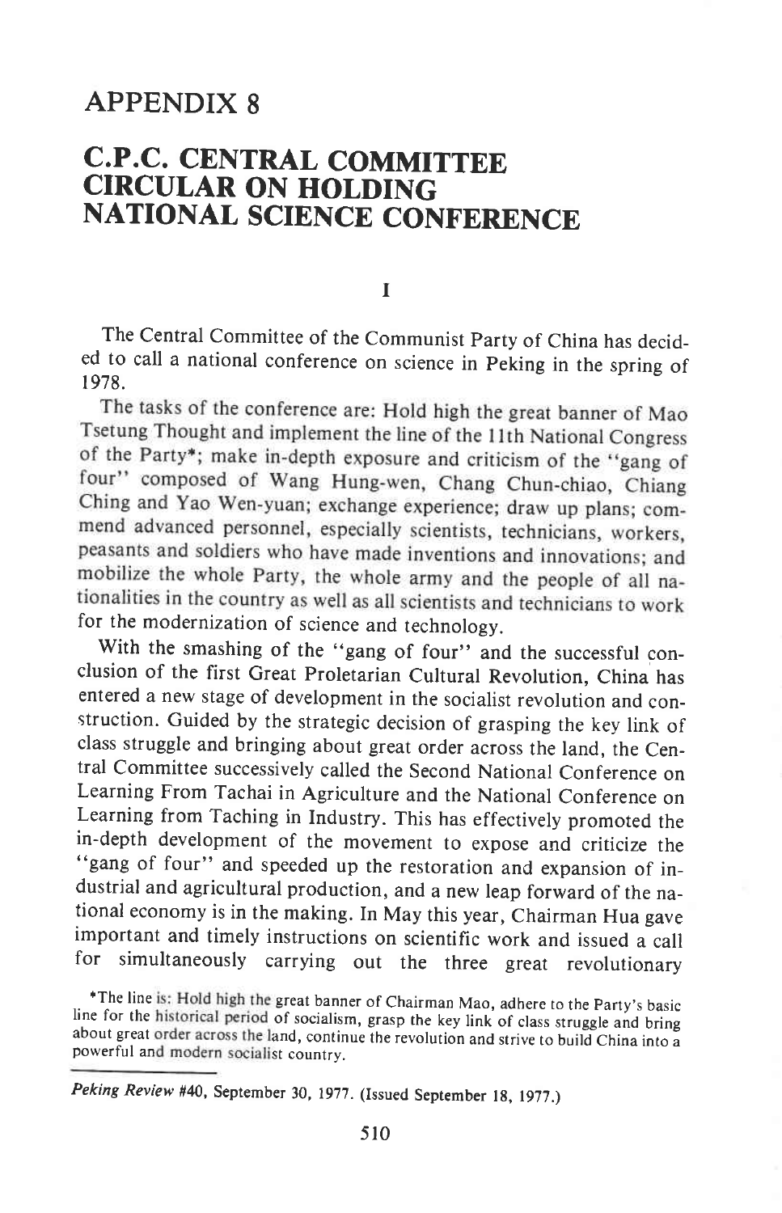# APPENDIX 8

## C.P.C. CENTRAL COMMITTEE CIRCULAR ON HOLDING NATIONAL SCIENCE CONFERENCE

### I

The Central Committee of the Communist Party of China has decided to call a national conference on science in Peking in the spring of 1978.

The tasks of the conference are: Hold high the great banner of Mao Tsetung Thought and implement the line of the 11th National Congress of the Party*; make in-depth exposure and criticism of the "gang of four" composed of Wang Hung-wen, Chang Chun-chiao, Chiang Ching and Yao Wen-yuan; exchange experience; draw up plans; commend advanced personnel, especially scientists, technicians, workers, peasants and soldiers who have made inventions and innovations; and mobilize the whole Party, the whole army and the people of all nationalities in the country as well as all scientists and technicians to work for the modernization of science and technology.

With the smashing of the "gang of four" and the successful conclusion of the first Great Proletarian Cultural Revolution, China has entered a new stage of development in the socialist revolution and construction. Guided by the strategic decision of grasping the key link of class struggle and bringing about great order across the land, the Central Committee successively called the Second National Conference on Learning From Tachai in Agriculture and the National Conference on Learning from Taching in Industry. This has effectively promoted the in-depth development of the movement to expose and criticize the "gang of four" and speeded up the restoration and expansion of industrial and agricultural production, and a new leap forward of the national economy is in the making. In May this year, Chairman Hua gave important and timely instructions on scientific work and issued a call for simultaneously carrying out the three great revolutionary

*The line is: Hold high the great banner of Chairman Mao, adhere to the Party's basic line for the historical period of socialism, grasp the key link of class struggle and bring about great order across the land, continue the revolution and strive to build China into a powerful and modern socialist country.

*Peking Review* #40, September 30, 1977. (Issued September 18, 1977.)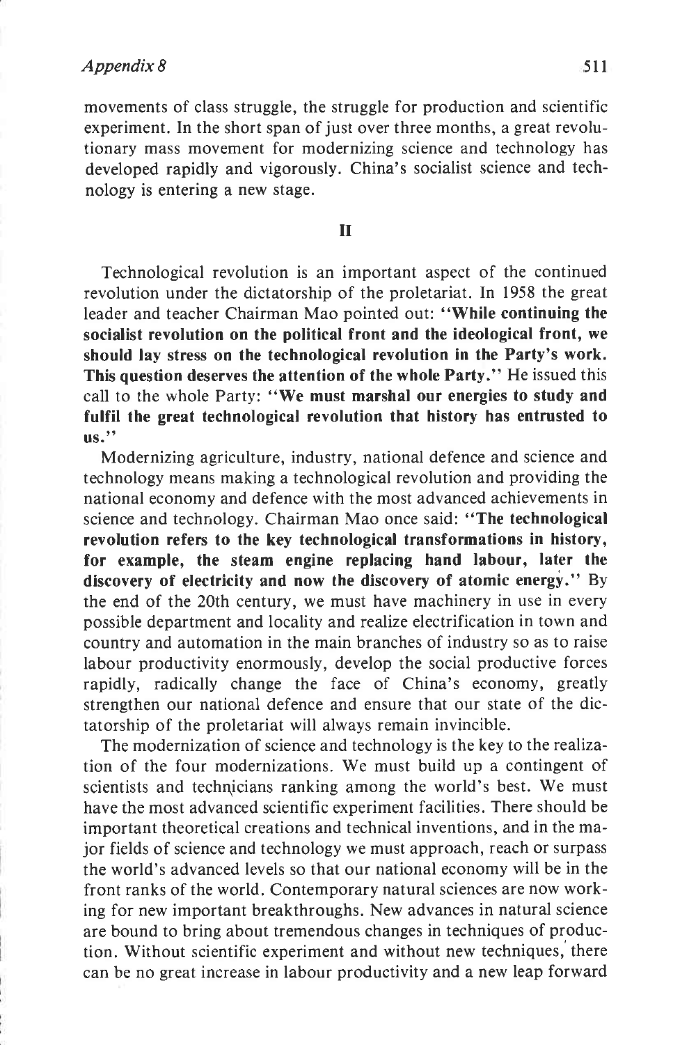movements of class struggle, the struggle for production and scientific experiment. In the short span of just over three months, a great revolutionary mass movement for modernizing science and technology has developed rapidly and vigorously. China's socialist science and technology is entering a new stage.

## II

Technological revolution is an important aspect of the continued revolution under the dictatorship of the proletariat. In 1958 the great leader and teacher Chairman Mao pointed out: "**While continuing the socialist revolution on the political front and the ideological front, we should lay stress on the technological revolution in the Party's work. This question deserves the attention of the whole Party.**" He issued this call to the whole Party: "**We must marshal our energies to study and fulfil the great technological revolution that history has entrusted to us.**"

Modernizing agriculture, industry, national defence and science and technology means making a technological revolution and providing the national economy and defence with the most advanced achievements in science and technology. Chairman Mao once said: "**The technological revolution refers to the key technological transformations in history, for example, the steam engine replacing hand labour, later the discovery of electricity and now the discovery of atomic energy.**" By the end of the 20th century, we must have machinery in use in every possible department and locality and realize electrification in town and country and automation in the main branches of industry so as to raise labour productivity enormously, develop the social productive forces rapidly, radically change the face of China's economy, greatly strengthen our national defence and ensure that our state of the dictatorship of the proletariat will always remain invincible.

The modernization of science and technology is the key to the realization of the four modernizations. We must build up a contingent of scientists and technicians ranking among the world's best. We must have the most advanced scientific experiment facilities. There should be important theoretical creations and technical inventions, and in the major fields of science and technology we must approach, reach or surpass the world's advanced levels so that our national economy will be in the front ranks of the world. Contemporary natural sciences are now working for new important breakthroughs. New advances in natural science are bound to bring about tremendous changes in techniques of production. Without scientific experiment and without new techniques, there can be no great increase in labour productivity and a new leap forward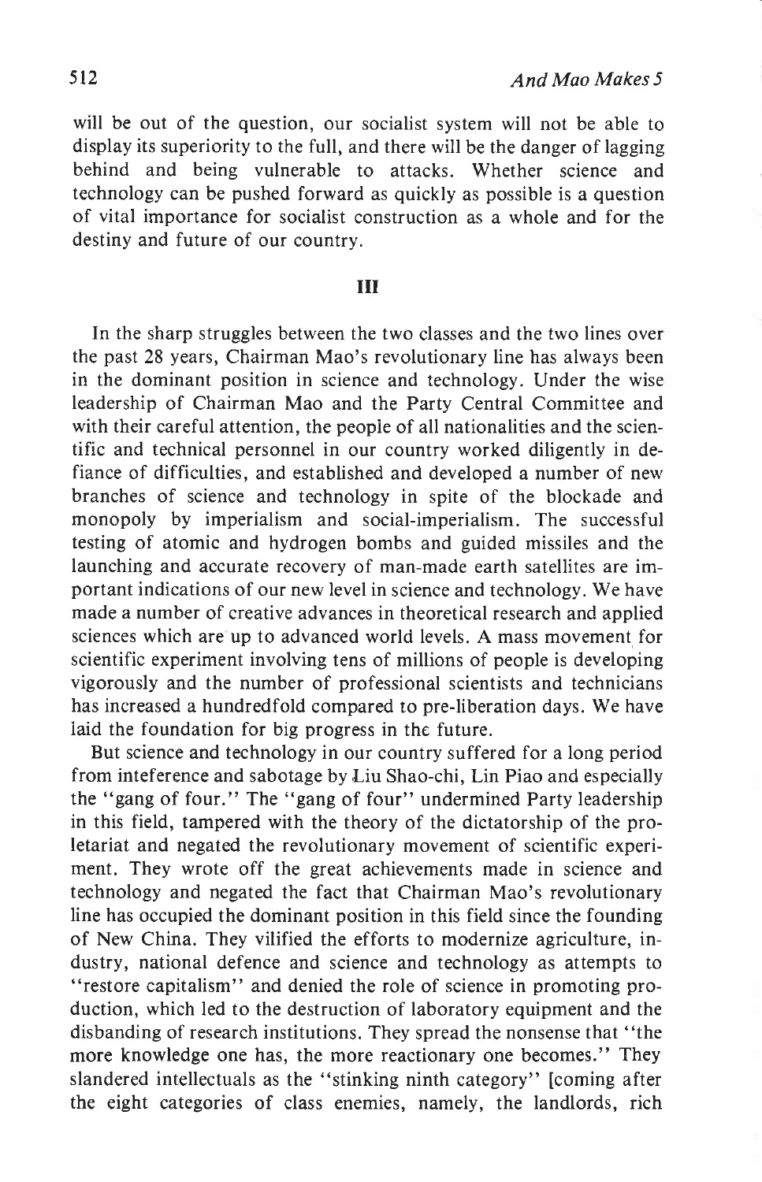will be out of the question, our socialist system will not be able to display its superiority to the full, and there will be the danger of lagging behind and being vulnerable to attacks. Whether science and technology can be pushed forward as quickly as possible is a question of vital importance for socialist construction as a whole and for the destiny and future of our country.

## III

In the sharp struggles between the two classes and the two lines over the past 28 years, Chairman Mao's revolutionary line has always been in the dominant position in science and technology. Under the wise leadership of Chairman Mao and the Party Central Committee and with their careful attention, the people of all nationalities and the scientific and technical personnel in our country worked diligently in defiance of difficulties, and established and developed a number of new branches of science and technology in spite of the blockade and monopoly by imperialism and social-imperialism. The successful testing of atomic and hydrogen bombs and guided missiles and the launching and accurate recovery of man-made earth satellites are important indications of our new level in science and technology. We have made a number of creative advances in theoretical research and applied sciences which are up to advanced world levels. A mass movement for scientific experiment involving tens of millions of people is developing vigorously and the number of professional scientists and technicians has increased a hundredfold compared to pre-liberation days. We have laid the foundation for big progress in the future.

But science and technology in our country suffered for a long period from inteference and sabotage by Liu Shao-chi, Lin Piao and especially the "gang of four." The "gang of four" undermined Party leadership in this field, tampered with the theory of the dictatorship of the proletariat and negated the revolutionary movement of scientific experiment. They wrote off the great achievements made in science and technology and negated the fact that Chairman Mao's revolutionary line has occupied the dominant position in this field since the founding of New China. They vilified the efforts to modernize agriculture, industry, national defence and science and technology as attempts to "restore capitalism" and denied the role of science in promoting production, which led to the destruction of laboratory equipment and the disbanding of research institutions. They spread the nonsense that "the more knowledge one has, the more reactionary one becomes." They slandered intellectuals as the "stinking ninth category" [coming after the eight categories of class enemies, namely, the landlords, rich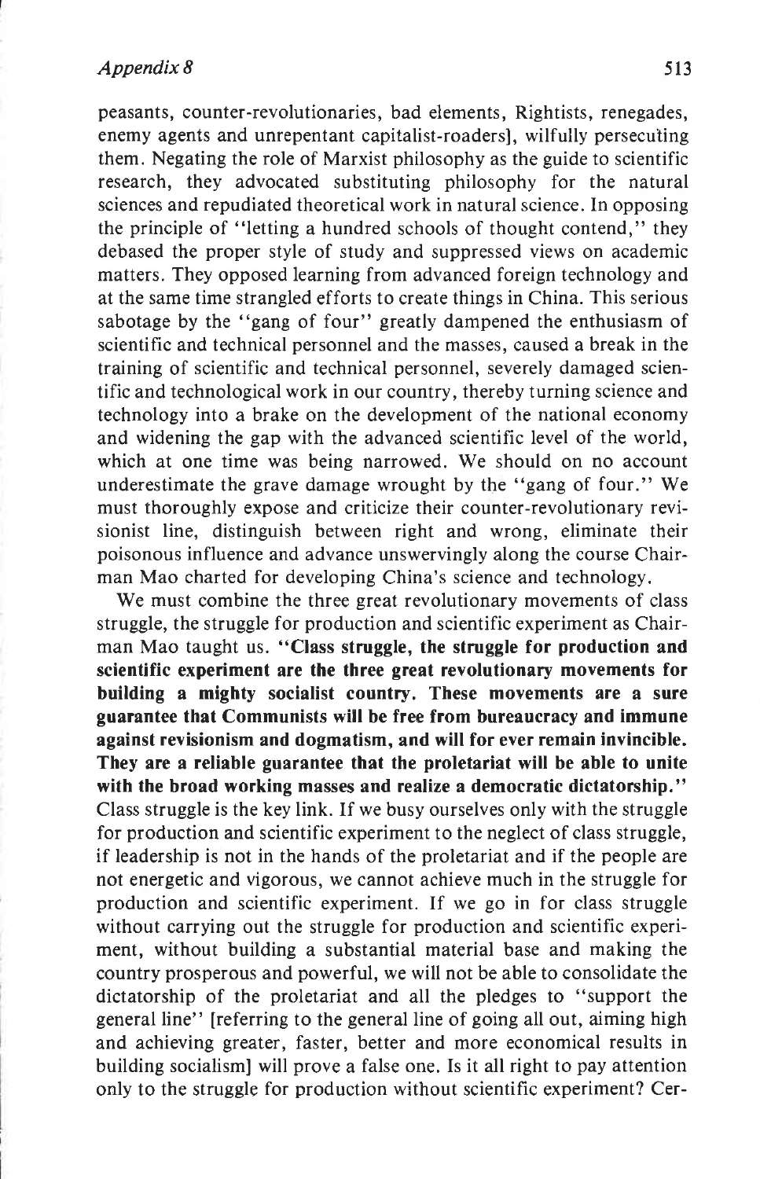peasants, counter-revolutionaries, bad elements, Rightists, renegades, enemy agents and unrepentant capitalist-roaders], wilfully persecuting them. Negating the role of Marxist philosophy as the guide to scientific research, they advocated substituting philosophy for the natural sciences and repudiated theoretical work in natural science. In opposing the principle of "letting a hundred schools of thought contend," they debased the proper style of study and suppressed views on academic matters. They opposed learning from advanced foreign technology and at the same time strangled efforts to create things in China. This serious sabotage by the "gang of four" greatly dampened the enthusiasm of scientific and technical personnel and the masses, caused a break in the training of scientific and technical personnel, severely damaged scientific and technological work in our country, thereby turning science and technology into a brake on the development of the national economy and widening the gap with the advanced scientific level of the world, which at one time was being narrowed. We should on no account underestimate the grave damage wrought by the "gang of four." We must thoroughly expose and criticize their counter-revolutionary revisionist line, distinguish between right and wrong, eliminate their poisonous influence and advance unswervingly along the course Chairman Mao charted for developing China's science and technology.

We must combine the three great revolutionary movements of class struggle, the struggle for production and scientific experiment as Chairman Mao taught us. **"Class struggle, the struggle for production and scientific experiment are the three great revolutionary movements for building a mighty socialist country. These movements are a sure guarantee that Communists will be free from bureaucracy and immune against revisionism and dogmatism, and will for ever remain invincible. They are a reliable guarantee that the proletariat will be able to unite with the broad working masses and realize a democratic dictatorship."** Class struggle is the key link. If we busy ourselves only with the struggle for production and scientific experiment to the neglect of class struggle, if leadership is not in the hands of the proletariat and if the people are not energetic and vigorous, we cannot achieve much in the struggle for production and scientific experiment. If we go in for class struggle without carrying out the struggle for production and scientific experiment, without building a substantial material base and making the country prosperous and powerful, we will not be able to consolidate the dictatorship of the proletariat and all the pledges to "support the general line" [referring to the general line of going all out, aiming high and achieving greater, faster, better and more economical results in building socialism] will prove a false one. Is it all right to pay attention only to the struggle for production without scientific experiment? Cer-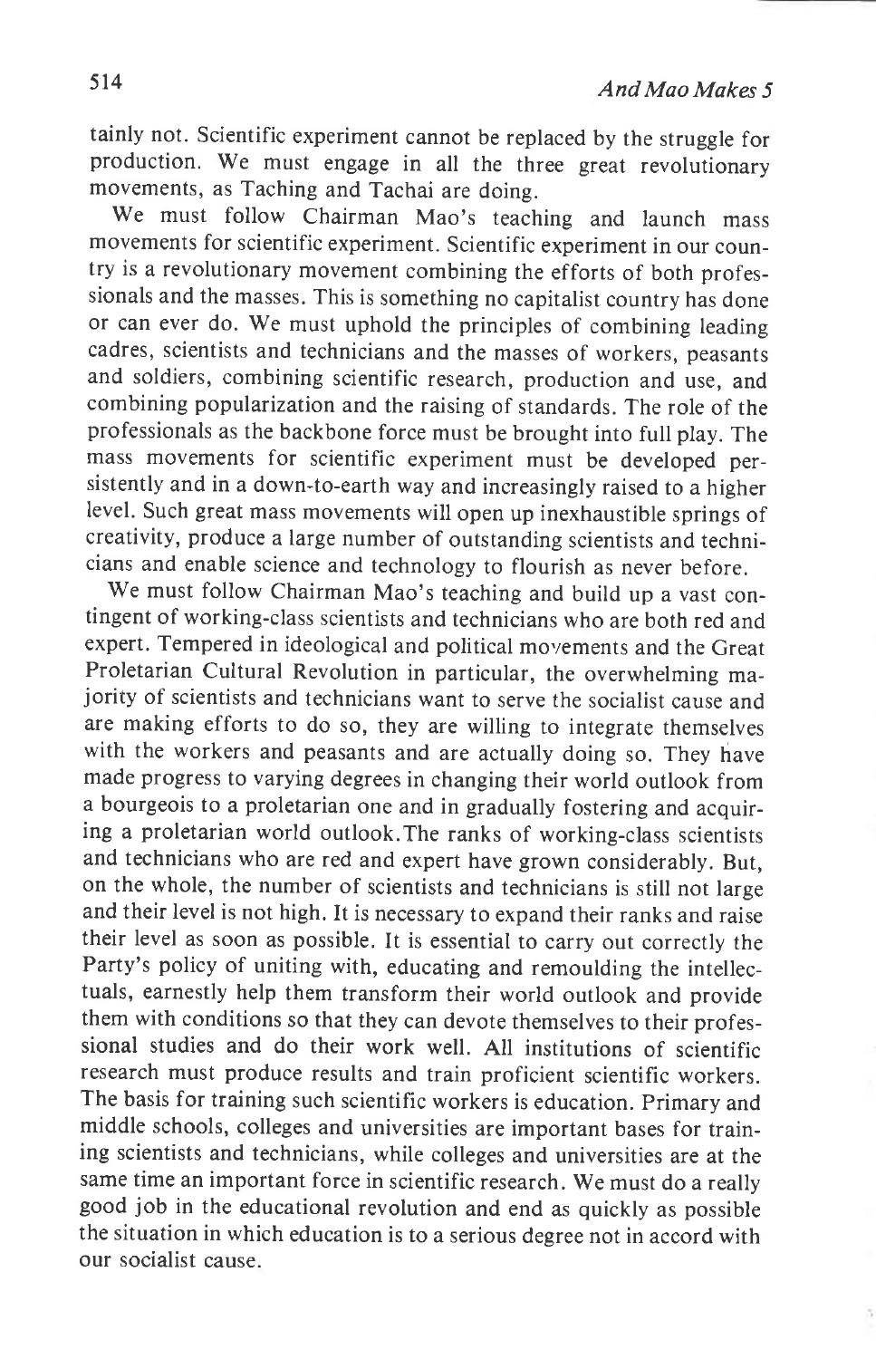tainly not. Scientific experiment cannot be replaced by the struggle for production. We must engage in all the three great revolutionary movements, as Taching and Tachai are doing.

We must follow Chairman Mao's teaching and launch mass movements for scientific experiment. Scientific experiment in our country is a revolutionary movement combining the efforts of both professionals and the masses. This is something no capitalist country has done or can ever do. We must uphold the principles of combining leading cadres, scientists and technicians and the masses of workers, peasants and soldiers, combining scientific research, production and use, and combining popularization and the raising of standards. The role of the professionals as the backbone force must be brought into full play. The mass movements for scientific experiment must be developed persistently and in a down-to-earth way and increasingly raised to a higher level. Such great mass movements will open up inexhaustible springs of creativity, produce a large number of outstanding scientists and technicians and enable science and technology to flourish as never before.

We must follow Chairman Mao's teaching and build up a vast contingent of working-class scientists and technicians who are both red and expert. Tempered in ideological and political movements and the Great Proletarian Cultural Revolution in particular, the overwhelming majority of scientists and technicians want to serve the socialist cause and are making efforts to do so, they are willing to integrate themselves with the workers and peasants and are actually doing so. They have made progress to varying degrees in changing their world outlook from a bourgeois to a proletarian one and in gradually fostering and acquiring a proletarian world outlook. The ranks of working-class scientists and technicians who are red and expert have grown considerably. But, on the whole, the number of scientists and technicians is still not large and their level is not high. It is necessary to expand their ranks and raise their level as soon as possible. It is essential to carry out correctly the Party's policy of uniting with, educating and remoulding the intellectuals, earnestly help them transform their world outlook and provide them with conditions so that they can devote themselves to their professional studies and do their work well. All institutions of scientific research must produce results and train proficient scientific workers. The basis for training such scientific workers is education. Primary and middle schools, colleges and universities are important bases for training scientists and technicians, while colleges and universities are at the same time an important force in scientific research. We must do a really good job in the educational revolution and end as quickly as possible the situation in which education is to a serious degree not in accord with our socialist cause.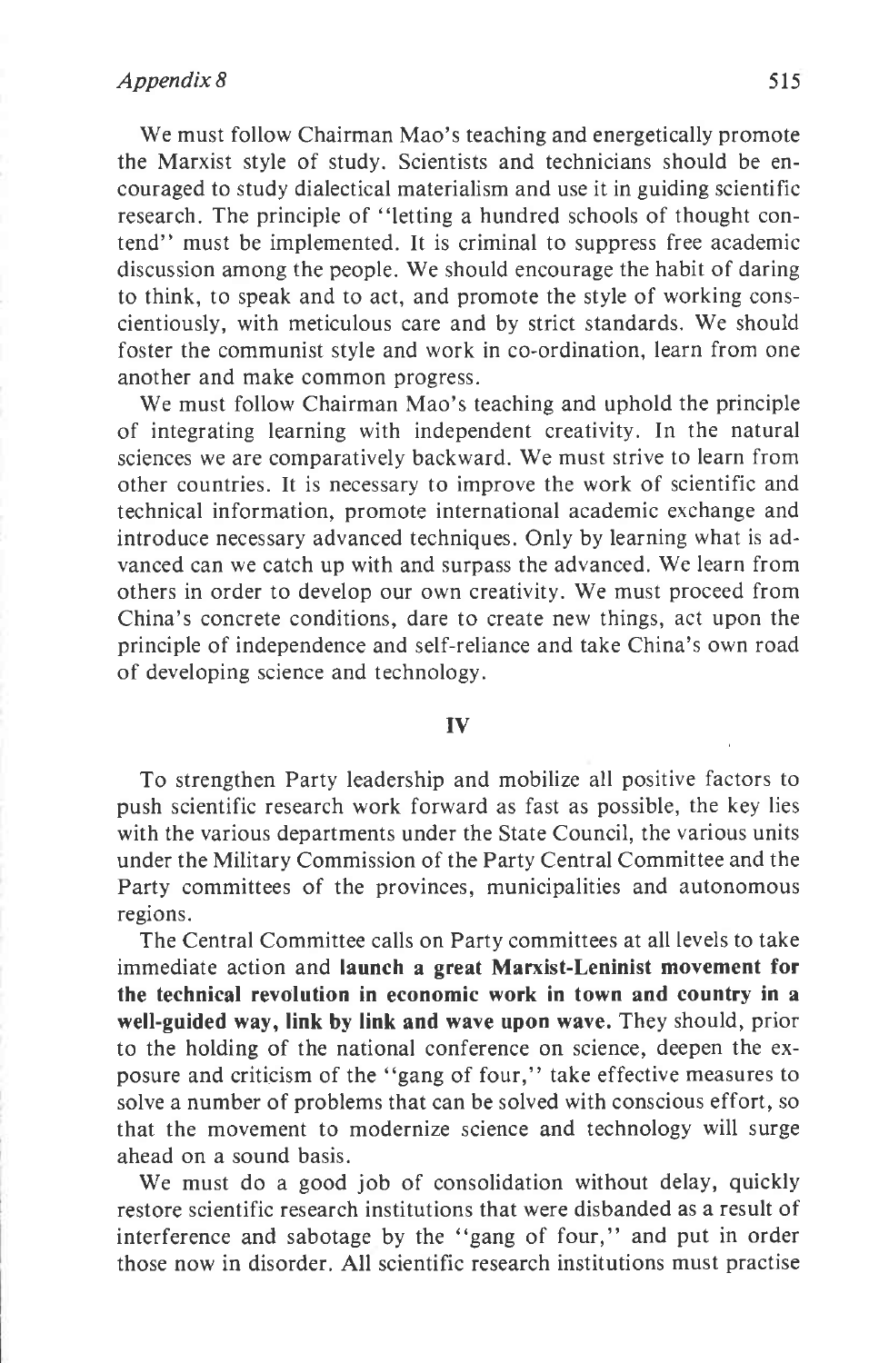We must follow Chairman Mao's teaching and energetically promote the Marxist style of study. Scientists and technicians should be encouraged to study dialectical materialism and use it in guiding scientific research. The principle of "letting a hundred schools of thought contend" must be implemented. It is criminal to suppress free academic discussion among the people. We should encourage the habit of daring to think, to speak and to act, and promote the style of working conscientiously, with meticulous care and by strict standards. We should foster the communist style and work in co-ordination, learn from one another and make common progress.

We must follow Chairman Mao's teaching and uphold the principle of integrating learning with independent creativity. In the natural sciences we are comparatively backward. We must strive to learn from other countries. It is necessary to improve the work of scientific and technical information, promote international academic exchange and introduce necessary advanced techniques. Only by learning what is advanced can we catch up with and surpass the advanced. We learn from others in order to develop our own creativity. We must proceed from China's concrete conditions, dare to create new things, act upon the principle of independence and self-reliance and take China's own road of developing science and technology.

## IV

To strengthen Party leadership and mobilize all positive factors to push scientific research work forward as fast as possible, the key lies with the various departments under the State Council, the various units under the Military Commission of the Party Central Committee and the Party committees of the provinces, municipalities and autonomous regions.

The Central Committee calls on Party committees at all levels to take immediate action and **launch a great Marxist-Leninist movement for the technical revolution in economic work in town and country in a well-guided way, link by link and wave upon wave.** They should, prior to the holding of the national conference on science, deepen the exposure and criticism of the "gang of four," take effective measures to solve a number of problems that can be solved with conscious effort, so that the movement to modernize science and technology will surge ahead on a sound basis.

We must do a good job of consolidation without delay, quickly restore scientific research institutions that were disbanded as a result of interference and sabotage by the "gang of four," and put in order those now in disorder. All scientific research institutions must practise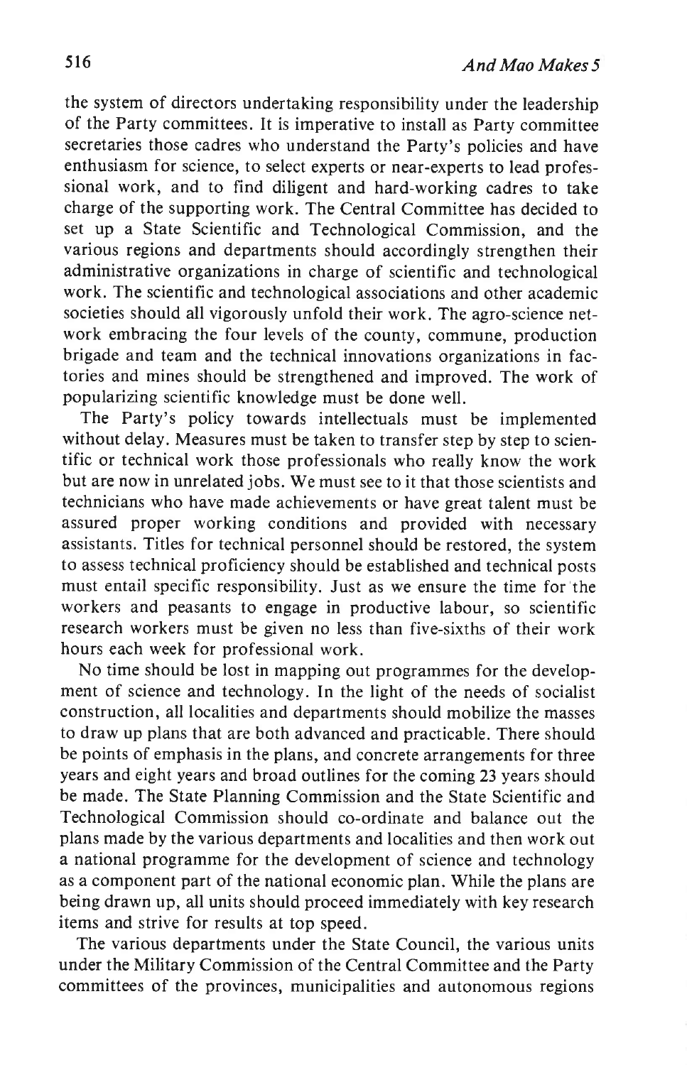the system of directors undertaking responsibility under the leadership of the Party committees. It is imperative to install as Party committee secretaries those cadres who understand the Party's policies and have enthusiasm for science, to select experts or near-experts to lead professional work, and to find diligent and hard-working cadres to take charge of the supporting work. The Central Committee has decided to set up a State Scientific and Technological Commission, and the various regions and departments should accordingly strengthen their administrative organizations in charge of scientific and technological work. The scientific and technological associations and other academic societies should all vigorously unfold their work. The agro-science network embracing the four levels of the county, commune, production brigade and team and the technical innovations organizations in factories and mines should be strengthened and improved. The work of popularizing scientific knowledge must be done well.

The Party's policy towards intellectuals must be implemented without delay. Measures must be taken to transfer step by step to scientific or technical work those professionals who really know the work but are now in unrelated jobs. We must see to it that those scientists and technicians who have made achievements or have great talent must be assured proper working conditions and provided with necessary assistants. Titles for technical personnel should be restored, the system to assess technical proficiency should be established and technical posts must entail specific responsibility. Just as we ensure the time for the workers and peasants to engage in productive labour, so scientific research workers must be given no less than five-sixths of their work hours each week for professional work.

No time should be lost in mapping out programmes for the development of science and technology. In the light of the needs of socialist construction, all localities and departments should mobilize the masses to draw up plans that are both advanced and practicable. There should be points of emphasis in the plans, and concrete arrangements for three years and eight years and broad outlines for the coming 23 years should be made. The State Planning Commission and the State Scientific and Technological Commission should co-ordinate and balance out the plans made by the various departments and localities and then work out a national programme for the development of science and technology as a component part of the national economic plan. While the plans are being drawn up, all units should proceed immediately with key research items and strive for results at top speed.

The various departments under the State Council, the various units under the Military Commission of the Central Committee and the Party committees of the provinces, municipalities and autonomous regions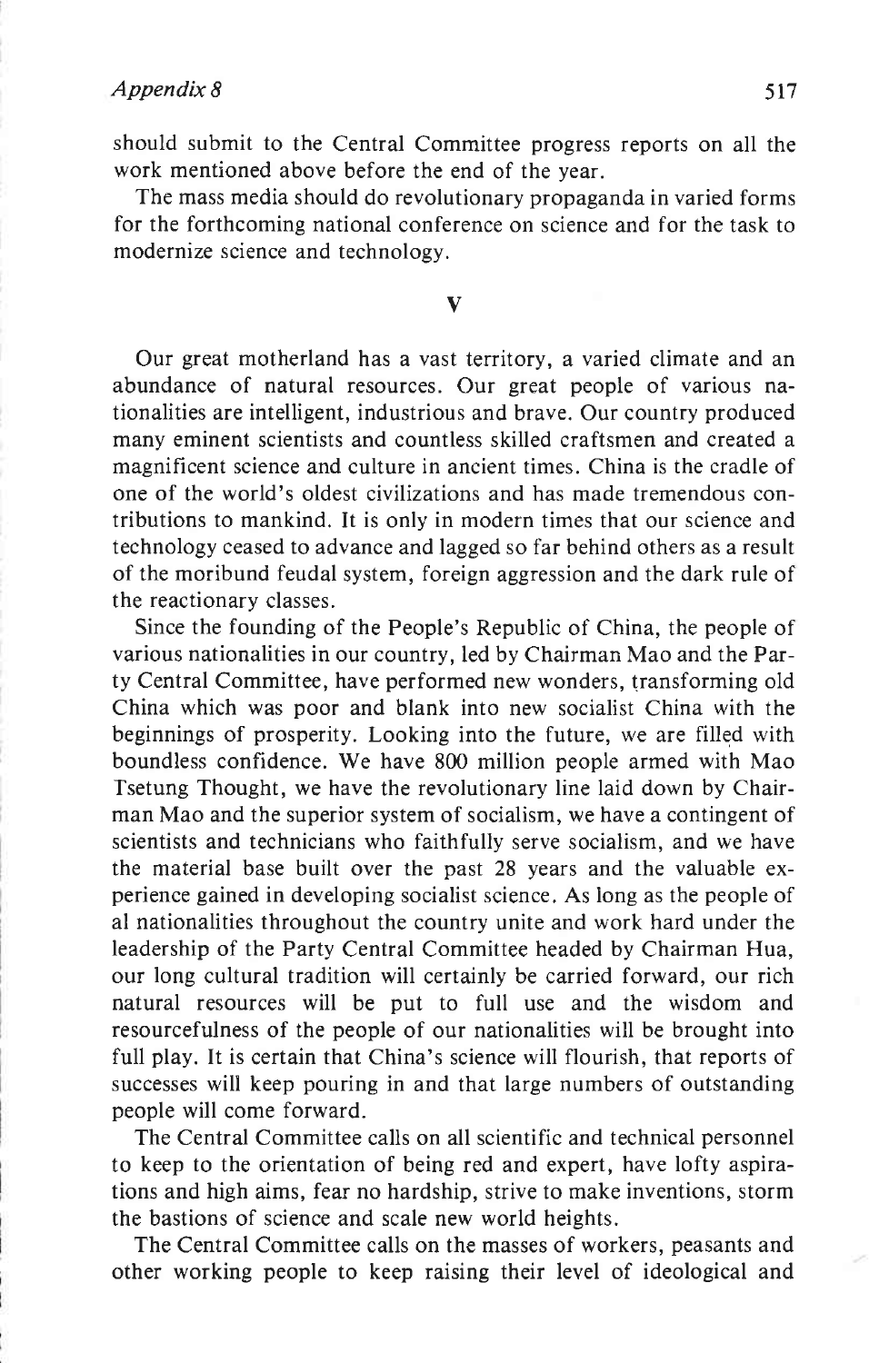should submit to the Central Committee progress reports on all the work mentioned above before the end of the year.

The mass media should do revolutionary propaganda in varied forms for the forthcoming national conference on science and for the task to modernize science and technology.

## V

Our great motherland has a vast territory, a varied climate and an abundance of natural resources. Our great people of various nationalities are intelligent, industrious and brave. Our country produced many eminent scientists and countless skilled craftsmen and created a magnificent science and culture in ancient times. China is the cradle of one of the world's oldest civilizations and has made tremendous contributions to mankind. It is only in modern times that our science and technology ceased to advance and lagged so far behind others as a result of the moribund feudal system, foreign aggression and the dark rule of the reactionary classes.

Since the founding of the People's Republic of China, the people of various nationalities in our country, led by Chairman Mao and the Party Central Committee, have performed new wonders, transforming old China which was poor and blank into new socialist China with the beginnings of prosperity. Looking into the future, we are filled with boundless confidence. We have 800 million people armed with Mao Tsetung Thought, we have the revolutionary line laid down by Chairman Mao and the superior system of socialism, we have a contingent of scientists and technicians who faithfully serve socialism, and we have the material base built over the past 28 years and the valuable experience gained in developing socialist science. As long as the people of al nationalities throughout the country unite and work hard under the leadership of the Party Central Committee headed by Chairman Hua, our long cultural tradition will certainly be carried forward, our rich natural resources will be put to full use and the wisdom and resourcefulness of the people of our nationalities will be brought into full play. It is certain that China's science will flourish, that reports of successes will keep pouring in and that large numbers of outstanding people will come forward.

The Central Committee calls on all scientific and technical personnel to keep to the orientation of being red and expert, have lofty aspirations and high aims, fear no hardship, strive to make inventions, storm the bastions of science and scale new world heights.

The Central Committee calls on the masses of workers, peasants and other working people to keep raising their level of ideological and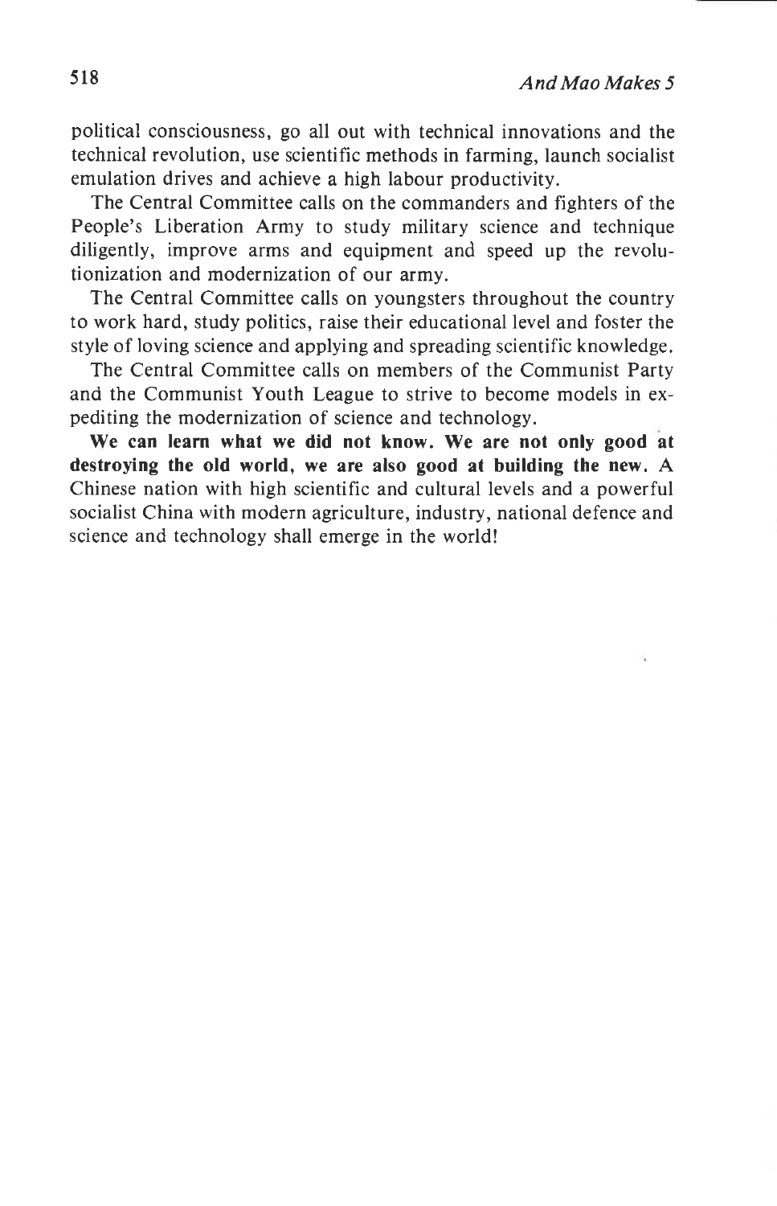political consciousness, go all out with technical innovations and the technical revolution, use scientific methods in farming, launch socialist emulation drives and achieve a high labour productivity.

The Central Committee calls on the commanders and fighters of the People's Liberation Army to study military science and technique diligently, improve arms and equipment and speed up the revolutionization and modernization of our army.

The Central Committee calls on youngsters throughout the country to work hard, study politics, raise their educational level and foster the style of loving science and applying and spreading scientific knowledge.

The Central Committee calls on members of the Communist Party and the Communist Youth League to strive to become models in expediting the modernization of science and technology.

**We can learn what we did not know. We are not only good at destroying the old world, we are also good at building the new.** A Chinese nation with high scientific and cultural levels and a powerful socialist China with modern agriculture, industry, national defence and science and technology shall emerge in the world!